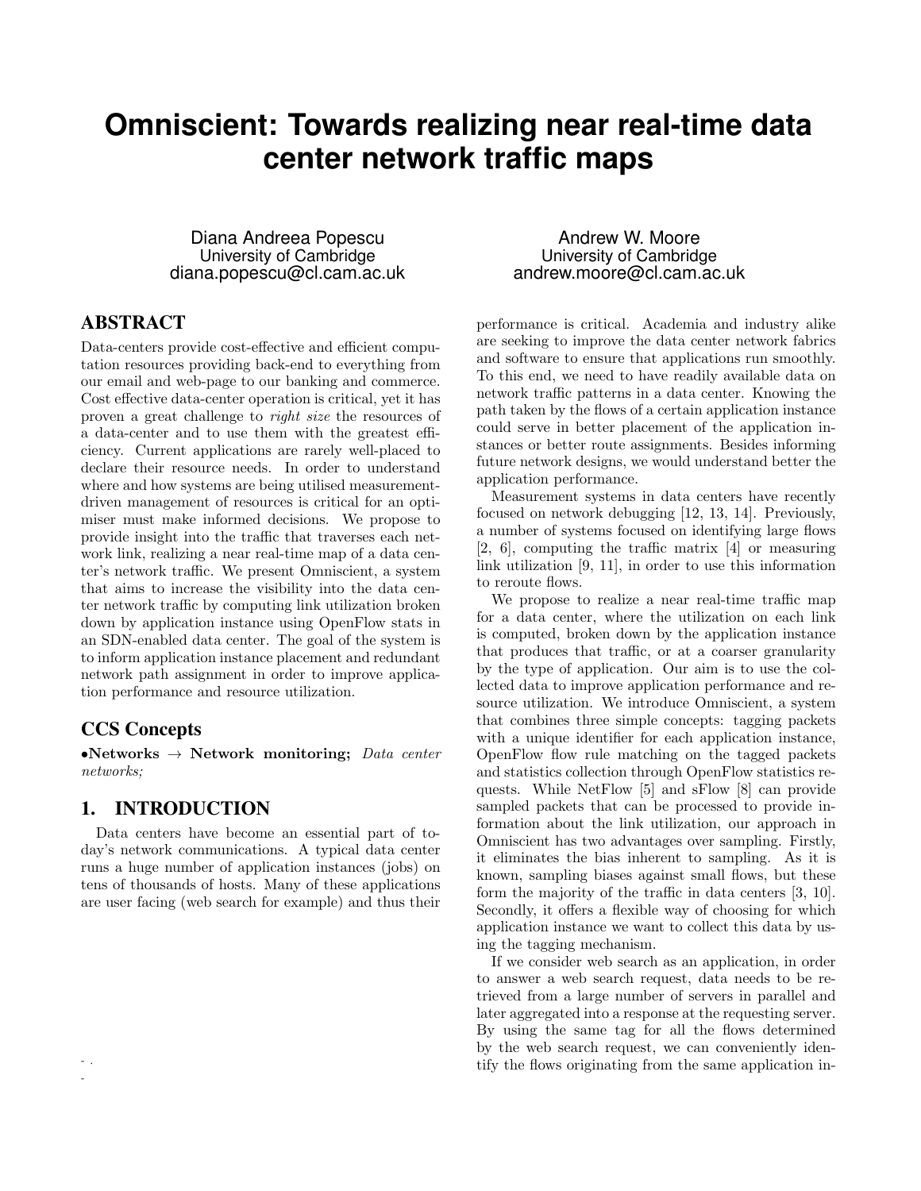# Omniscient: Towards realizing near real-time data center network traffic maps

Diana Andreea Popescu
University of Cambridge
diana.popescu@cl.cam.ac.uk

Andrew W. Moore
University of Cambridge
andrew.moore@cl.cam.ac.uk

## ABSTRACT

Data-centers provide cost-effective and efficient computation resources providing back-end to everything from our email and web-page to our banking and commerce. Cost effective data-center operation is critical, yet it has proven a great challenge to *right size* the resources of a data-center and to use them with the greatest efficiency. Current applications are rarely well-placed to declare their resource needs. In order to understand where and how systems are being utilised measurement-driven management of resources is critical for an optimiser must make informed decisions. We propose to provide insight into the traffic that traverses each network link, realizing a near real-time map of a data center's network traffic. We present Omniscient, a system that aims to increase the visibility into the data center network traffic by computing link utilization broken down by application instance using OpenFlow stats in an SDN-enabled data center. The goal of the system is to inform application instance placement and redundant network path assignment in order to improve application performance and resource utilization.

## CCS Concepts

•**Networks** → **Network monitoring;** *Data center networks;*

## 1. INTRODUCTION

Data centers have become an essential part of today's network communications. A typical data center runs a huge number of application instances (jobs) on tens of thousands of hosts. Many of these applications are user facing (web search for example) and thus their performance is critical. Academia and industry alike are seeking to improve the data center network fabrics and software to ensure that applications run smoothly. To this end, we need to have readily available data on network traffic patterns in a data center. Knowing the path taken by the flows of a certain application instance could serve in better placement of the application instances or better route assignments. Besides informing future network designs, we would understand better the application performance.

Measurement systems in data centers have recently focused on network debugging [12, 13, 14]. Previously, a number of systems focused on identifying large flows [2, 6], computing the traffic matrix [4] or measuring link utilization [9, 11], in order to use this information to reroute flows.

We propose to realize a near real-time traffic map for a data center, where the utilization on each link is computed, broken down by the application instance that produces that traffic, or at a coarser granularity by the type of application. Our aim is to use the collected data to improve application performance and resource utilization. We introduce Omniscient, a system that combines three simple concepts: tagging packets with a unique identifier for each application instance, OpenFlow flow rule matching on the tagged packets and statistics collection through OpenFlow statistics requests. While NetFlow [5] and sFlow [8] can provide sampled packets that can be processed to provide information about the link utilization, our approach in Omniscient has two advantages over sampling. Firstly, it eliminates the bias inherent to sampling. As it is known, sampling biases against small flows, but these form the majority of the traffic in data centers [3, 10]. Secondly, it offers a flexible way of choosing for which application instance we want to collect this data by using the tagging mechanism.

If we consider web search as an application, in order to answer a web search request, data needs to be retrieved from a large number of servers in parallel and later aggregated into a response at the requesting server. By using the same tag for all the flows determined by the web search request, we can conveniently identify the flows originating from the same application in-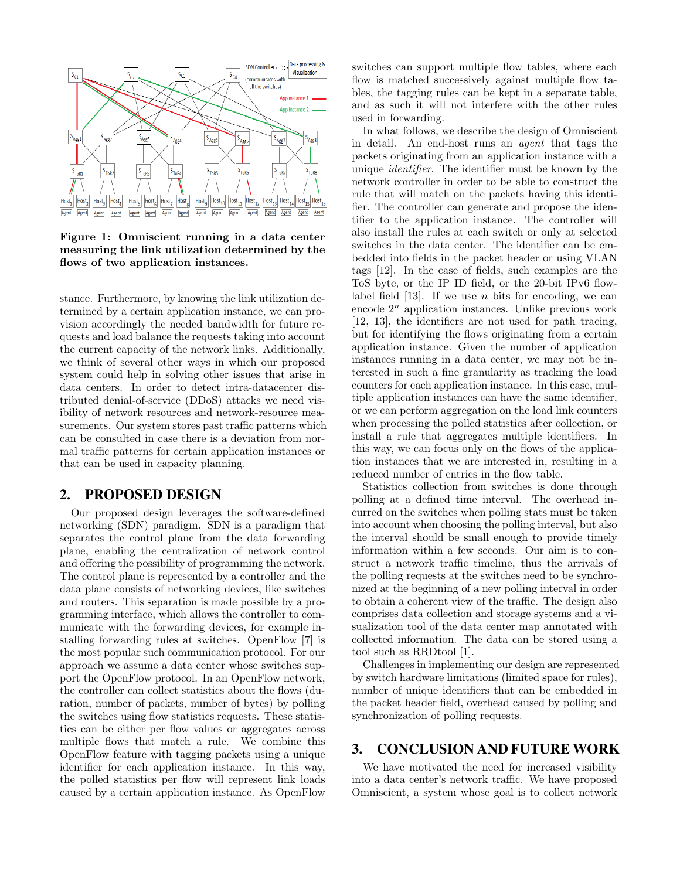**Figure 1: Omniscient running in a data center measuring the link utilization determined by the flows of two application instances.**

stance. Furthermore, by knowing the link utilization determined by a certain application instance, we can provision accordingly the needed bandwidth for future requests and load balance the requests taking into account the current capacity of the network links. Additionally, we think of several other ways in which our proposed system could help in solving other issues that arise in data centers. In order to detect intra-datacenter distributed denial-of-service (DDoS) attacks we need visibility of network resources and network-resource measurements. Our system stores past traffic patterns which can be consulted in case there is a deviation from normal traffic patterns for certain application instances or that can be used in capacity planning.

## 2. PROPOSED DESIGN

Our proposed design leverages the software-defined networking (SDN) paradigm. SDN is a paradigm that separates the control plane from the data forwarding plane, enabling the centralization of network control and offering the possibility of programming the network. The control plane is represented by a controller and the data plane consists of networking devices, like switches and routers. This separation is made possible by a programming interface, which allows the controller to communicate with the forwarding devices, for example installing forwarding rules at switches. OpenFlow [7] is the most popular such communication protocol. For our approach we assume a data center whose switches support the OpenFlow protocol. In an OpenFlow network, the controller can collect statistics about the flows (duration, number of packets, number of bytes) by polling the switches using flow statistics requests. These statistics can be either per flow values or aggregates across multiple flows that match a rule. We combine this OpenFlow feature with tagging packets using a unique identifier for each application instance. In this way, the polled statistics per flow will represent link loads caused by a certain application instance. As OpenFlow switches can support multiple flow tables, where each flow is matched successively against multiple flow tables, the tagging rules can be kept in a separate table, and as such it will not interfere with the other rules used in forwarding.

In what follows, we describe the design of Omniscient in detail. An end-host runs an *agent* that tags the packets originating from an application instance with a unique *identifier*. The identifier must be known by the network controller in order to be able to construct the rule that will match on the packets having this identifier. The controller can generate and propose the identifier to the application instance. The controller will also install the rules at each switch or only at selected switches in the data center. The identifier can be embedded into fields in the packet header or using VLAN tags [12]. In the case of fields, such examples are the ToS byte, or the IP ID field, or the 20-bit IPv6 flow-label field [13]. If we use $n$ bits for encoding, we can encode $2^n$ application instances. Unlike previous work [12, 13], the identifiers are not used for path tracing, but for identifying the flows originating from a certain application instance. Given the number of application instances running in a data center, we may not be interested in such a fine granularity as tracking the load counters for each application instance. In this case, multiple application instances can have the same identifier, or we can perform aggregation on the load link counters when processing the polled statistics after collection, or install a rule that aggregates multiple identifiers. In this way, we can focus only on the flows of the application instances that we are interested in, resulting in a reduced number of entries in the flow table.

Statistics collection from switches is done through polling at a defined time interval. The overhead incurred on the switches when polling stats must be taken into account when choosing the polling interval, but also the interval should be small enough to provide timely information within a few seconds. Our aim is to construct a network traffic timeline, thus the arrivals of the polling requests at the switches need to be synchronized at the beginning of a new polling interval in order to obtain a coherent view of the traffic. The design also comprises data collection and storage systems and a visualization tool of the data center map annotated with collected information. The data can be stored using a tool such as RRDtool [1].

Challenges in implementing our design are represented by switch hardware limitations (limited space for rules), number of unique identifiers that can be embedded in the packet header field, overhead caused by polling and synchronization of polling requests.

## 3. CONCLUSION AND FUTURE WORK

We have motivated the need for increased visibility into a data center's network traffic. We have proposed Omniscient, a system whose goal is to collect network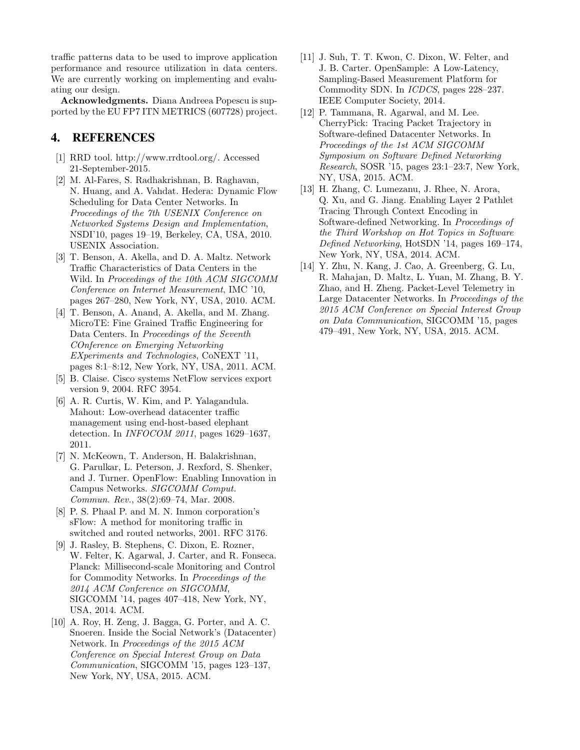traffic patterns data to be used to improve application performance and resource utilization in data centers. We are currently working on implementing and evaluating our design.

**Acknowledgments.** Diana Andreea Popescu is supported by the EU FP7 ITN METRICS (607728) project.

## 4. REFERENCES

[1] RRD tool. http://www.rrdtool.org/. Accessed 21-September-2015.

[2] M. Al-Fares, S. Radhakrishnan, B. Raghavan, N. Huang, and A. Vahdat. Hedera: Dynamic Flow Scheduling for Data Center Networks. In *Proceedings of the 7th USENIX Conference on Networked Systems Design and Implementation*, NSDI'10, pages 19–19, Berkeley, CA, USA, 2010. USENIX Association.

[3] T. Benson, A. Akella, and D. A. Maltz. Network Traffic Characteristics of Data Centers in the Wild. In *Proceedings of the 10th ACM SIGCOMM Conference on Internet Measurement*, IMC '10, pages 267–280, New York, NY, USA, 2010. ACM.

[4] T. Benson, A. Anand, A. Akella, and M. Zhang. MicroTE: Fine Grained Traffic Engineering for Data Centers. In *Proceedings of the Seventh COnference on Emerging Networking EXperiments and Technologies*, CoNEXT '11, pages 8:1–8:12, New York, NY, USA, 2011. ACM.

[5] B. Claise. Cisco systems NetFlow services export version 9, 2004. RFC 3954.

[6] A. R. Curtis, W. Kim, and P. Yalagandula. Mahout: Low-overhead datacenter traffic management using end-host-based elephant detection. In *INFOCOM 2011*, pages 1629–1637, 2011.

[7] N. McKeown, T. Anderson, H. Balakrishnan, G. Parulkar, L. Peterson, J. Rexford, S. Shenker, and J. Turner. OpenFlow: Enabling Innovation in Campus Networks. *SIGCOMM Comput. Commun. Rev.*, 38(2):69–74, Mar. 2008.

[8] P. S. Phaal P. and M. N. Inmon corporation's sFlow: A method for monitoring traffic in switched and routed networks, 2001. RFC 3176.

[9] J. Rasley, B. Stephens, C. Dixon, E. Rozner, W. Felter, K. Agarwal, J. Carter, and R. Fonseca. Planck: Millisecond-scale Monitoring and Control for Commodity Networks. In *Proceedings of the 2014 ACM Conference on SIGCOMM*, SIGCOMM '14, pages 407–418, New York, NY, USA, 2014. ACM.

[10] A. Roy, H. Zeng, J. Bagga, G. Porter, and A. C. Snoeren. Inside the Social Network's (Datacenter) Network. In *Proceedings of the 2015 ACM Conference on Special Interest Group on Data Communication*, SIGCOMM '15, pages 123–137, New York, NY, USA, 2015. ACM.

[11] J. Suh, T. T. Kwon, C. Dixon, W. Felter, and J. B. Carter. OpenSample: A Low-Latency, Sampling-Based Measurement Platform for Commodity SDN. In *ICDCS*, pages 228–237. IEEE Computer Society, 2014.

[12] P. Tammana, R. Agarwal, and M. Lee. CherryPick: Tracing Packet Trajectory in Software-defined Datacenter Networks. In *Proceedings of the 1st ACM SIGCOMM Symposium on Software Defined Networking Research*, SOSR '15, pages 23:1–23:7, New York, NY, USA, 2015. ACM.

[13] H. Zhang, C. Lumezanu, J. Rhee, N. Arora, Q. Xu, and G. Jiang. Enabling Layer 2 Pathlet Tracing Through Context Encoding in Software-defined Networking. In *Proceedings of the Third Workshop on Hot Topics in Software Defined Networking*, HotSDN '14, pages 169–174, New York, NY, USA, 2014. ACM.

[14] Y. Zhu, N. Kang, J. Cao, A. Greenberg, G. Lu, R. Mahajan, D. Maltz, L. Yuan, M. Zhang, B. Y. Zhao, and H. Zheng. Packet-Level Telemetry in Large Datacenter Networks. In *Proceedings of the 2015 ACM Conference on Special Interest Group on Data Communication*, SIGCOMM '15, pages 479–491, New York, NY, USA, 2015. ACM.